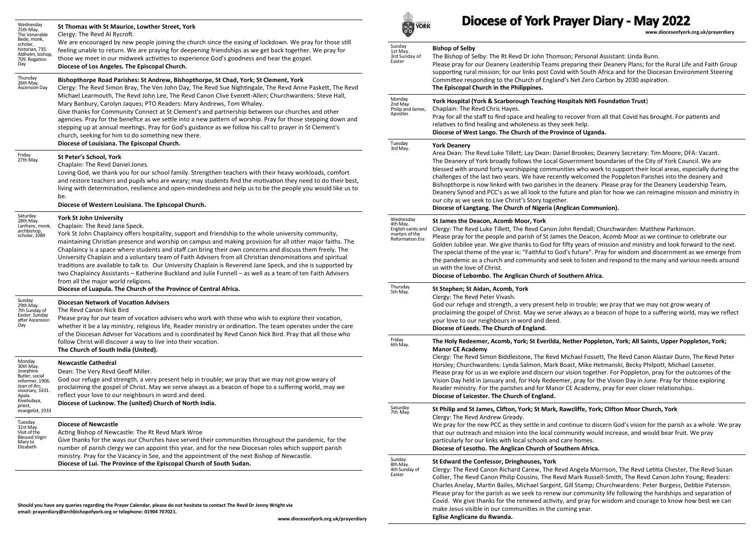# Diocese of York Prayer Diary - May 2022

www.dioceseofyork.org.uk/prayerdiary

**Sunday 1st May. 3rd Sunday of Easter**

**Bishop of Selby**

The Bishop of Selby: The Rt Revd Dr John Thomson; Personal Assistant: Linda Bunn.

Please pray for our Deanery Leadership Teams preparing their Deanery Plans; for the Rural Life and Faith Group supporting rural mission; for our links post Covid with South Africa and for the Diocesan Environment Steering Committee responding to the Church of England's Net Zero Carbon by 2030 aspiration.

**The Episcopal Church in the Philippines.**

**Monday 2nd May. Philip and James, Apostles**

**York Hospital (York & Scarborough Teaching Hospitals NHS Foundation Trust)**

Chaplain: The Revd Chris Hayes.

Pray for all the staff to find space and healing to recover from all that Covid has brought. For patients and relatives to find healing and wholeness as they seek help.

**Diocese of West Lango. The Church of the Province of Uganda.**

**Tuesday 3rd May.**

**York Deanery**

Area Dean: The Revd Luke Tillett; Lay Dean: Daniel Brookes; Deanery Secretary: Tim Moore; DFA: Vacant.

The Deanery of York broadly follows the Local Government boundaries of the City of York Council. We are blessed with around forty worshipping communities who work to support their local areas, especially during the challenges of the last two years. We have recently welcomed the Poppleton Parishes into the deanery and Bishopthorpe is now linked with two parishes in the deanery. Please pray for the Deanery Leadership Team, Deanery Synod and PCC's as we all look to the future and plan for how we can reimagine mission and ministry in our city as we seek to Live Christ's Story together.

**Diocese of Langtang. The Church of Nigeria (Anglican Communion).**

**Wednesday 4th May. English saints and martyrs of the Reformation Era**

**St James the Deacon, Acomb Moor, York**

Clergy: The Revd Luke Tillett, The Revd Canon John Rendall; Churchwarden: Matthew Parkinson.

Please pray for the people and parish of St James the Deacon, Acomb Moor as we continue to celebrate our Golden Jubilee year. We give thanks to God for fifty years of mission and ministry and look forward to the next. The special theme of the year is: "Faithful to God's future". Pray for wisdom and discernment as we emerge from the pandemic as a church and community and seek to listen and respond to the many and various needs around us with the love of Christ.

**Diocese of Lebombo. The Anglican Church of Southern Africa.**

**Thursday 5th May.**

**St Stephen; St Aidan, Acomb, York**

Clergy: The Revd Peter Vivash.

God our refuge and strength, a very present help in trouble; we pray that we may not grow weary of proclaiming the gospel of Christ. May we serve always as a beacon of hope to a suffering world, may we reflect your love to our neighbours in word and deed.

**Diocese of Leeds. The Church of England.**

**Friday 6th May.**

**The Holy Redeemer, Acomb, York; St Everilda, Nether Poppleton, York; All Saints, Upper Poppleton, York; Manor CE Academy**

Clergy: The Revd Simon Biddlestone, The Revd Michael Fossett, The Revd Canon Alastair Dunn, The Revd Peter Horsley; Churchwardens: Lynda Salmon, Mark Boast, Mike Hetmanski, Becky Philpott, Michael Lasseter.

Please pray for us as we explore and discern our vision together. For Poppleton, pray for the outcomes of the Vision Day held in January and, for Holy Redeemer, pray for the Vision Day in June. Pray for those exploring Reader ministry. For the parishes and for Manor CE Academy, pray for ever closer relationships.

**Diocese of Leicester. The Church of England.**

**Saturday 7th May.**

**St Philip and St James, Clifton, York; St Mark, Rawcliffe, York; Clifton Moor Church, York**

Clergy: The Revd Andrew Gready.

We pray for the new PCC as they settle in and continue to discern God's vision for the parish as a whole. We pray that our outreach and mission into the local community would increase, and would bear fruit. We pray particularly for our links with local schools and care homes.

**Diocese of Lesotho. The Anglican Church of Southern Africa.**

**Sunday 8th May. 4th Sunday of Easter**

**St Edward the Confessor, Dringhouses, York**

Clergy: The Revd Canon Richard Carew, The Revd Angela Morrison, The Revd Letitia Chester, The Revd Susan Collier, The Revd Canon Philip Cousins, The Revd Mark Russell-Smith, The Revd Canon John Young; Readers: Charles Anelay, Martin Bailes, Michael Sargent, Gill Stamp; Churchwardens: Peter Burgess, Debbie Paterson.

Please pray for the parish as we seek to renew our community life following the hardships and separation of Covid. We give thanks for the renewed activity, and pray for wisdom and courage to know how best we can make Jesus visible in our communities in the coming year.

**Eglise Anglicane du Rwanda.**

**Wednesday 25th May. The Venerable Bede, monk, scholar, historian, 735. Aldhelm, bishop, 709. Rogation Day**

**St Thomas with St Maurice, Lowther Street, York**

Clergy: The Revd Al Rycroft.

We are encouraged by new people joining the church since the easing of lockdown. We pray for those still feeling unable to return. We are praying for deepening friendships as we get back together. We pray for those we meet in our midweek activities to experience God's goodness and hear the gospel.

**Diocese of Los Angeles. The Episcopal Church.**

**Thursday 26th May. Ascension Day**

**Bishopthorpe Road Parishes: St Andrew, Bishopthorpe, St Chad, York; St Clement, York**

Clergy: The Revd Simon Bray, The Ven John Day, The Revd Sue Nightingale, The Revd Anne Paskett, The Revd Michael Learmouth, The Revd John Lee, The Revd Canon Clive Everett-Allen; Churchwardens: Steve Hall, Mary Banbury, Carolyn Jaques; PTO Readers: Mary Andrews, Tom Whaley.

Give thanks for Community Connect at St Clement's and partnership between our churches and other agencies. Pray for the benefice as we settle into a new pattern of worship. Pray for those stepping down and stepping up at annual meetings. Pray for God's guidance as we follow his call to prayer in St Clement's church, seeking for him to do something new there.

**Diocese of Louisiana. The Episcopal Church.**

**Friday 27th May.**

**St Peter's School, York**

Chaplain: The Revd Daniel Jones.

Loving God, we thank you for our school family. Strengthen teachers with their heavy workloads, comfort and restore teachers and pupils who are weary; may students find the motivation they need to do their best, living with determination, resilience and open-mindedness and help us to be the people you would like us to be.

**Diocese of Western Louisiana. The Episcopal Church.**

**Saturday 28th May. Lanfranc, monk, archbishop, scholar, 1089**

**York St John University**

Chaplain: The Revd Jane Speck.

York St John Chaplaincy offers hospitality, support and friendship to the whole university community, maintaining Christian presence and worship on campus and making provision for all other major faiths. The Chaplaincy is a space where students and staff can bring their own concerns and discuss them freely. The University Chaplain and a voluntary team of Faith Advisers from all Christian denominations and spiritual traditions are available to talk to. Our University Chaplain is Reverend Jane Speck, and she is supported by two Chaplaincy Assistants – Katherine Buckland and Julie Funnell – as well as a team of ten Faith Advisers from all the major world religions.

**Diocese of Luapula. The Church of the Province of Central Africa.**

**Sunday 29th May. 7th Sunday of Easter. Sunday after Ascension Day**

**Diocesan Network of Vocation Advisers**

The Revd Canon Nick Bird

Please pray for our team of vocation advisers who work with those who wish to explore their vocation, whether it be a lay ministry, religious life, Reader ministry or ordination. The team operates under the care of the Diocesan Adviser for Vocations and is coordinated by Revd Canon Nick Bird. Pray that all those who follow Christ will discover a way to live into their vocation.

**The Church of South India (United).**

**Monday 30th May. Josephine Butler, social reformer, 1906. Joan of Arc, visionary, 1431. Apala Kivebulaya, priest, evangelist, 1933**

**Newcastle Cathedral**

Dean: The Very Revd Geoff Miller.

God our refuge and strength, a very present help in trouble; we pray that we may not grow weary of proclaiming the gospel of Christ. May we serve always as a beacon of hope to a suffering world, may we reflect your love to our neighbours in word and deed.

**Diocese of Lucknow. The (united) Church of North India.**

**Tuesday 31st May. Visit of the Blessed Virgin Mary to Elizabeth**

**Diocese of Newcastle**

Acting Bishop of Newcastle: The Rt Revd Mark Wroe

Give thanks for the ways our Churches have served their communities throughout the pandemic, for the number of parish clergy we can appoint this year, and for the new Diocesan roles which support parish ministry. Pray for the Vacancy in See, and the appointment of the next Bishop of Newcastle.

**Diocese of Lui. The Province of the Episcopal Church of South Sudan.**

**Should you have any queries regarding the Prayer Calendar, please do not hesitate to contact The Revd Dr Jenny Wright via email: prayerdiary@archbishopofyork.org or telephone: 01904 707021.**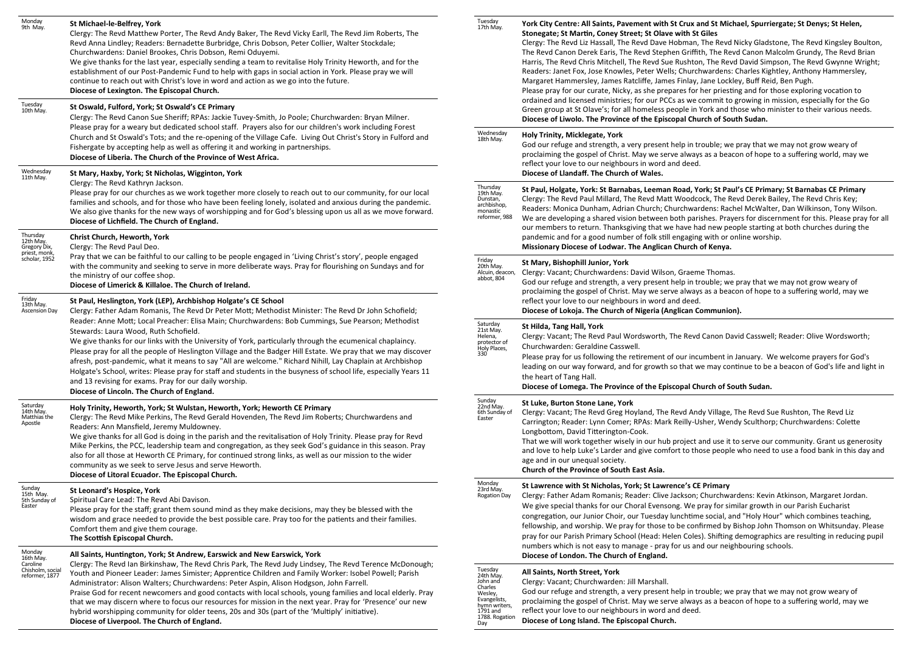Monday 9th May.

**St Michael-le-Belfrey, York**

Clergy: The Revd Matthew Porter, The Revd Andy Baker, The Revd Vicky Earll, The Revd Jim Roberts, The Revd Anna Lindley; Readers: Bernadette Burbridge, Chris Dobson, Peter Collier, Walter Stockdale; Churchwardens: Daniel Brookes, Chris Dobson, Remi Oduyemi.

We give thanks for the last year, especially sending a team to revitalise Holy Trinity Heworth, and for the establishment of our Post-Pandemic Fund to help with gaps in social action in York. Please pray we will continue to reach out with Christ's love in word and action as we go into the future.

**Diocese of Lexington. The Episcopal Church.**

Tuesday 10th May.

**St Oswald, Fulford, York; St Oswald's CE Primary**

Clergy: The Revd Canon Sue Sheriff; RPAs: Jackie Tuvey-Smith, Jo Poole; Churchwarden: Bryan Milner.

Please pray for a weary but dedicated school staff. Prayers also for our children's work including Forest Church and St Oswald's Tots; and the re-opening of the Village Cafe. Living Out Christ's Story in Fulford and Fishergate by accepting help as well as offering it and working in partnerships.

**Diocese of Liberia. The Church of the Province of West Africa.**

Wednesday 11th May.

**St Mary, Haxby, York; St Nicholas, Wigginton, York**

Clergy: The Revd Kathryn Jackson.

Please pray for our churches as we work together more closely to reach out to our community, for our local families and schools, and for those who have been feeling lonely, isolated and anxious during the pandemic. We also give thanks for the new ways of worshipping and for God's blessing upon us all as we move forward.

**Diocese of Lichfield. The Church of England.**

Thursday 12th May. Gregory Dix, priest, monk, scholar, 1952

**Christ Church, Heworth, York**

Clergy: The Revd Paul Deo.

Pray that we can be faithful to our calling to be people engaged in 'Living Christ's story', people engaged with the community and seeking to serve in more deliberate ways. Pray for flourishing on Sundays and for the ministry of our coffee shop.

**Diocese of Limerick & Killaloe. The Church of Ireland.**

Friday 13th May. Ascension Day

**St Paul, Heslington, York (LEP), Archbishop Holgate's CE School**

Clergy: Father Adam Romanis, The Revd Dr Peter Mott; Methodist Minister: The Revd Dr John Schofield; Reader: Anne Mott; Local Preacher: Elisa Main; Churchwardens: Bob Cummings, Sue Pearson; Methodist Stewards: Laura Wood, Ruth Schofield.

We give thanks for our links with the University of York, particularly through the ecumenical chaplaincy. Please pray for all the people of Heslington Village and the Badger Hill Estate. We pray that we may discover afresh, post-pandemic, what it means to say "All are welcome." Richard Nihill, Lay Chaplain at Archbishop Holgate's School, writes: Please pray for staff and students in the busyness of school life, especially Years 11 and 13 revising for exams. Pray for our daily worship.

**Diocese of Lincoln. The Church of England.**

Saturday 14th May. Matthias the Apostle

**Holy Trinity, Heworth, York; St Wulstan, Heworth, York; Heworth CE Primary**

Clergy: The Revd Mike Perkins, The Revd Gerald Hovenden, The Revd Jim Roberts; Churchwardens and Readers: Ann Mansfield, Jeremy Muldowney.

We give thanks for all God is doing in the parish and the revitalisation of Holy Trinity. Please pray for Revd Mike Perkins, the PCC, leadership team and congregation, as they seek God's guidance in this season. Pray also for all those at Heworth CE Primary, for continued strong links, as well as our mission to the wider community as we seek to serve Jesus and serve Heworth.

**Diocese of Litoral Ecuador. The Episcopal Church.**

Sunday 15th May. 5th Sunday of Easter

**St Leonard's Hospice, York**

Spiritual Care Lead: The Revd Abi Davison.

Please pray for the staff; grant them sound mind as they make decisions, may they be blessed with the wisdom and grace needed to provide the best possible care. Pray too for the patients and their families. Comfort them and give them courage.

**The Scottish Episcopal Church.**

Monday 16th May. Caroline Chisholm, social reformer, 1877

**All Saints, Huntington, York; St Andrew, Earswick and New Earswick, York**

Clergy: The Revd Ian Birkinshaw, The Revd Chris Park, The Revd Judy Lindsey, The Revd Terence McDonough; Youth and Pioneer Leader: James Simister; Apprentice Children and Family Worker: Isobel Powell; Parish Administrator: Alison Walters; Churchwardens: Peter Aspin, Alison Hodgson, John Farrell.

Praise God for recent newcomers and good contacts with local schools, young families and local elderly. Pray that we may discern where to focus our resources for mission in the next year. Pray for 'Presence' our new hybrid worshipping community for older teens, 20s and 30s (part of the 'Multiply' initiative).

**Diocese of Liverpool. The Church of England.**

Tuesday 17th May.

**York City Centre: All Saints, Pavement with St Crux and St Michael, Spurriergate; St Denys; St Helen, Stonegate; St Martin, Coney Street; St Olave with St Giles**

Clergy: The Revd Liz Hassall, The Revd Dave Hobman, The Revd Nicky Gladstone, The Revd Kingsley Boulton, The Revd Canon Derek Earis, The Revd Stephen Griffith, The Revd Canon Malcolm Grundy, The Revd Brian Harris, The Revd Chris Mitchell, The Revd Sue Rushton, The Revd David Simpson, The Revd Gwynne Wright; Readers: Janet Fox, Jose Knowles, Peter Wells; Churchwardens: Charles Kightley, Anthony Hammersley, Margaret Hammersley, James Ratcliffe, James Finlay, Jane Lockley, Buff Reid, Ben Pugh.

Please pray for our curate, Nicky, as she prepares for her priesting and for those exploring vocation to ordained and licensed ministries; for our PCCs as we commit to growing in mission, especially for the Go Green group at St Olave's; for all homeless people in York and those who minister to their various needs.

**Diocese of Liwolo. The Province of the Episcopal Church of South Sudan.**

Wednesday 18th May.

**Holy Trinity, Micklegate, York**

God our refuge and strength, a very present help in trouble; we pray that we may not grow weary of proclaiming the gospel of Christ. May we serve always as a beacon of hope to a suffering world, may we reflect your love to our neighbours in word and deed.

**Diocese of Llandaff. The Church of Wales.**

Thursday 19th May. Dunstan, archbishop, monastic reformer, 988

**St Paul, Holgate, York: St Barnabas, Leeman Road, York; St Paul's CE Primary; St Barnabas CE Primary**

Clergy: The Revd Paul Millard, The Revd Matt Woodcock, The Revd Derek Bailey, The Revd Chris Key; Readers: Monica Dunham, Adrian Church; Churchwardens: Rachel McWalter, Dan Wilkinson, Tony Wilson.

We are developing a shared vision between both parishes. Prayers for discernment for this. Please pray for all our members to return. Thanksgiving that we have had new people starting at both churches during the pandemic and for a good number of folk still engaging with or online worship.

**Missionary Diocese of Lodwar. The Anglican Church of Kenya.**

Friday 20th May. Alcuin, deacon, abbot, 804

**St Mary, Bishophill Junior, York**

Clergy: Vacant; Churchwardens: David Wilson, Graeme Thomas.

God our refuge and strength, a very present help in trouble; we pray that we may not grow weary of proclaiming the gospel of Christ. May we serve always as a beacon of hope to a suffering world, may we reflect your love to our neighbours in word and deed.

**Diocese of Lokoja. The Church of Nigeria (Anglican Communion).**

Saturday 21st May. Helena, protector of Holy Places, 330

**St Hilda, Tang Hall, York**

Clergy: Vacant; The Revd Paul Wordsworth, The Revd Canon David Casswell; Reader: Olive Wordsworth; Churchwarden: Geraldine Casswell.

Please pray for us following the retirement of our incumbent in January. We welcome prayers for God's leading on our way forward, and for growth so that we may continue to be a beacon of God's life and light in the heart of Tang Hall.

**Diocese of Lomega. The Province of the Episcopal Church of South Sudan.**

Sunday 22nd May. 6th Sunday of Easter

**St Luke, Burton Stone Lane, York**

Clergy: Vacant; The Revd Greg Hoyland, The Revd Andy Village, The Revd Sue Rushton, The Revd Liz Carrington; Reader: Lynn Comer; RPAs: Mark Reilly-Usher, Wendy Sculthorp; Churchwardens: Colette Longbottom, David Titterington-Cook.

That we will work together wisely in our hub project and use it to serve our community. Grant us generosity and love to help Luke's Larder and give comfort to those people who need to use a food bank in this day and age and in our unequal society.

**Church of the Province of South East Asia.**

Monday 23rd May. Rogation Day

**St Lawrence with St Nicholas, York; St Lawrence's CE Primary**

Clergy: Father Adam Romanis; Reader: Clive Jackson; Churchwardens: Kevin Atkinson, Margaret Jordan.

We give special thanks for our Choral Evensong. We pray for similar growth in our Parish Eucharist congregation, our Junior Choir, our Tuesday lunchtime social, and "Holy Hour" which combines teaching, fellowship, and worship. We pray for those to be confirmed by Bishop John Thomson on Whitsunday. Please pray for our Parish Primary School (Head: Helen Coles). Shifting demographics are resulting in reducing pupil numbers which is not easy to manage - pray for us and our neighbouring schools.

**Diocese of London. The Church of England.**

Tuesday 24th May. John and Charles Wesley, Evangelists, hymn writers, 1791 and 1788. Rogation Day

**All Saints, North Street, York**

Clergy: Vacant; Churchwarden: Jill Marshall.

God our refuge and strength, a very present help in trouble; we pray that we may not grow weary of proclaiming the gospel of Christ. May we serve always as a beacon of hope to a suffering world, may we reflect your love to our neighbours in word and deed.

**Diocese of Long Island. The Episcopal Church.**